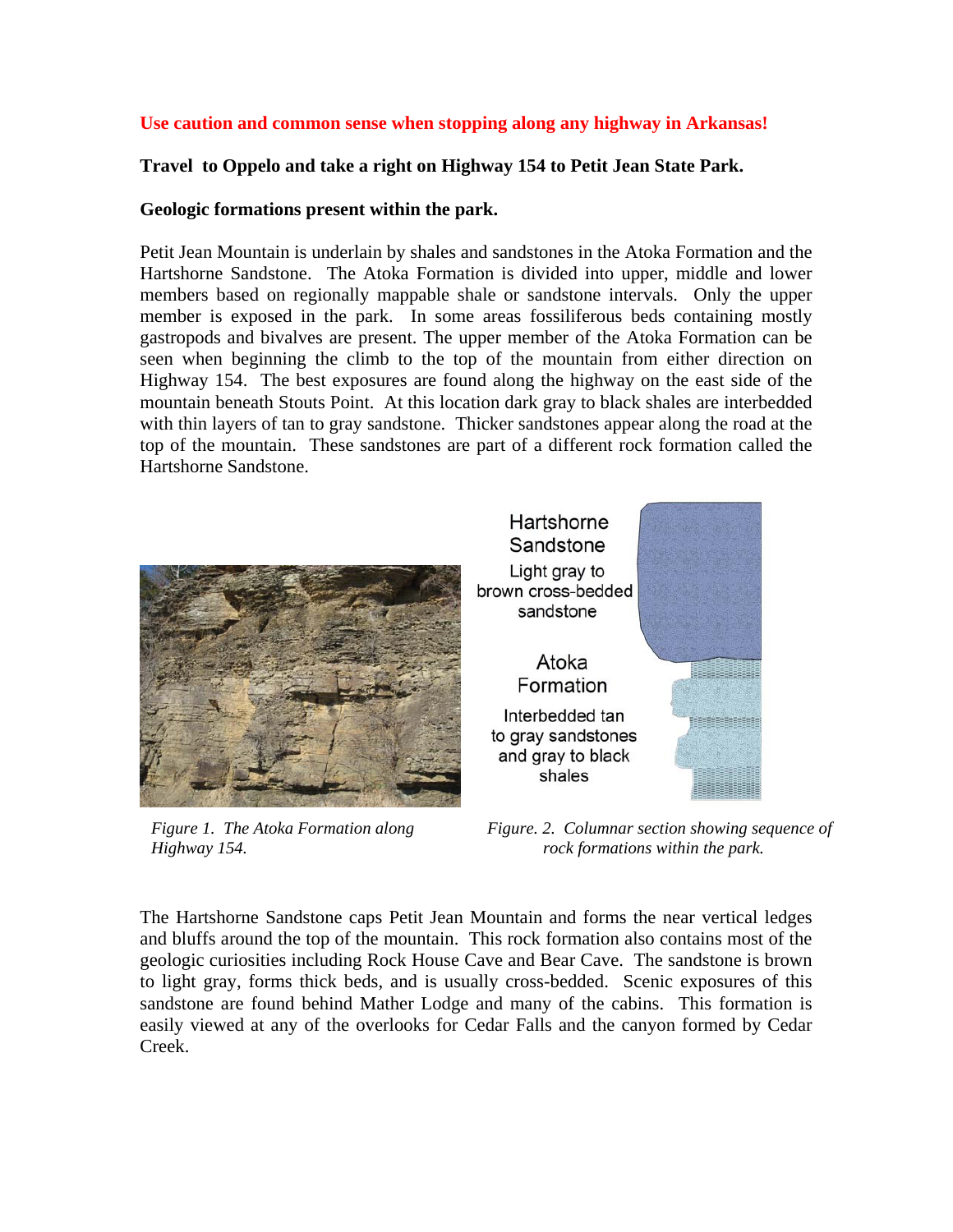**Use caution and common sense when stopping along any highway in Arkansas!**

**Travel to Oppelo and take a right on Highway 154 to Petit Jean State Park.**

**Geologic formations present within the park.**

Petit Jean Mountain is underlain by shales and sandstones in the Atoka Formation and the Hartshorne Sandstone. The Atoka Formation is divided into upper, middle and lower members based on regionally mappable shale or sandstone intervals. Only the upper member is exposed in the park. In some areas fossiliferous beds containing mostly gastropods and bivalves are present. The upper member of the Atoka Formation can be seen when beginning the climb to the top of the mountain from either direction on Highway 154. The best exposures are found along the highway on the east side of the mountain beneath Stouts Point. At this location dark gray to black shales are interbedded with thin layers of tan to gray sandstone. Thicker sandstones appear along the road at the top of the mountain. These sandstones are part of a different rock formation called the Hartshorne Sandstone.

*Figure 1. The Atoka Formation along Highway 154.*

Hartshorne Sandstone
Light gray to brown cross-bedded sandstone

Atoka Formation
Interbedded tan to gray sandstones and gray to black shales

*Figure. 2. Columnar section showing sequence of rock formations within the park.*

The Hartshorne Sandstone caps Petit Jean Mountain and forms the near vertical ledges and bluffs around the top of the mountain. This rock formation also contains most of the geologic curiosities including Rock House Cave and Bear Cave. The sandstone is brown to light gray, forms thick beds, and is usually cross-bedded. Scenic exposures of this sandstone are found behind Mather Lodge and many of the cabins. This formation is easily viewed at any of the overlooks for Cedar Falls and the canyon formed by Cedar Creek.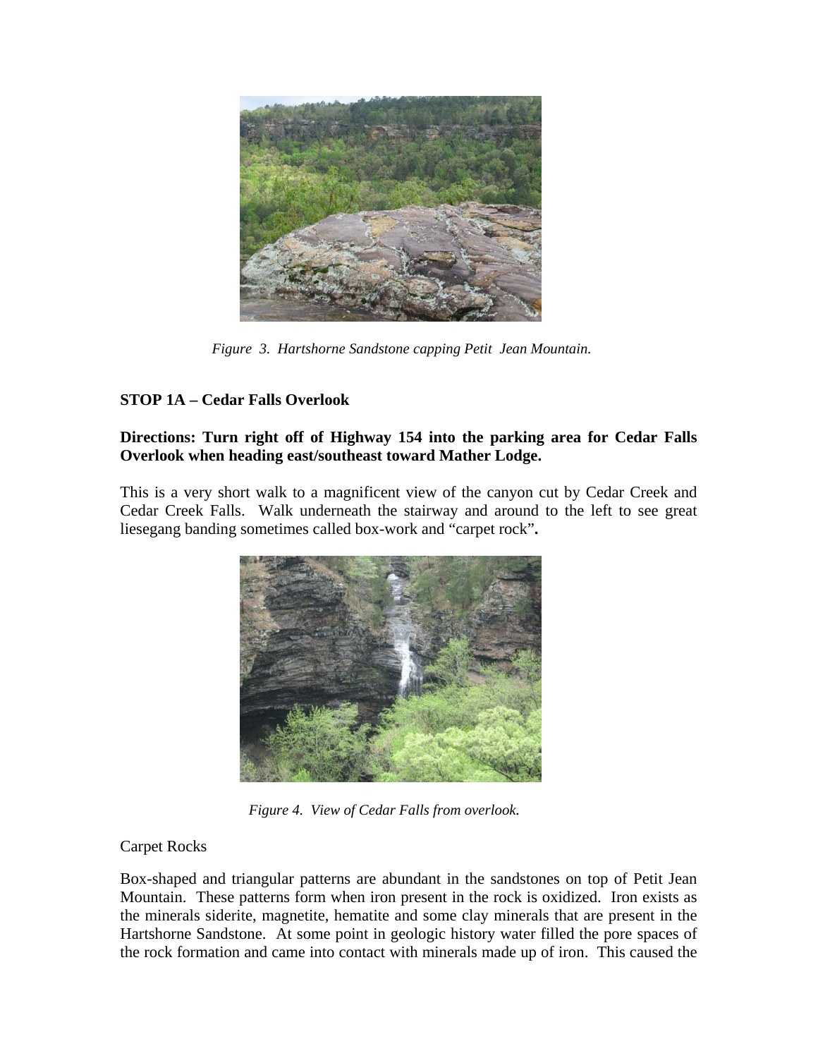*Figure 3. Hartshorne Sandstone capping Petit Jean Mountain.*

**STOP 1A – Cedar Falls Overlook**

**Directions: Turn right off of Highway 154 into the parking area for Cedar Falls Overlook when heading east/southeast toward Mather Lodge.**

This is a very short walk to a magnificent view of the canyon cut by Cedar Creek and Cedar Creek Falls. Walk underneath the stairway and around to the left to see great liesegang banding sometimes called box-work and "carpet rock"**.**

*Figure 4. View of Cedar Falls from overlook.*

Carpet Rocks

Box-shaped and triangular patterns are abundant in the sandstones on top of Petit Jean Mountain. These patterns form when iron present in the rock is oxidized. Iron exists as the minerals siderite, magnetite, hematite and some clay minerals that are present in the Hartshorne Sandstone. At some point in geologic history water filled the pore spaces of the rock formation and came into contact with minerals made up of iron. This caused the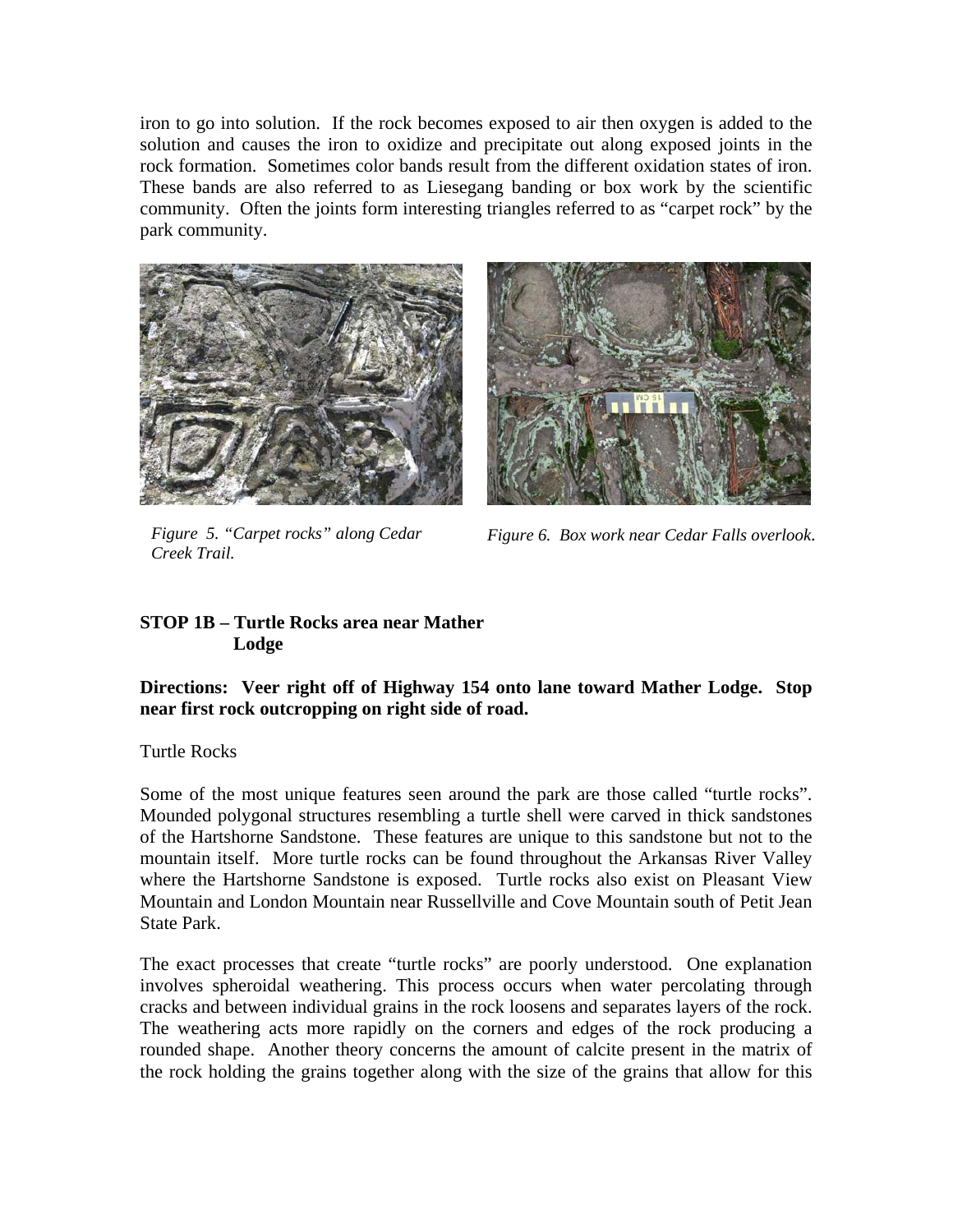iron to go into solution. If the rock becomes exposed to air then oxygen is added to the solution and causes the iron to oxidize and precipitate out along exposed joints in the rock formation. Sometimes color bands result from the different oxidation states of iron. These bands are also referred to as Liesegang banding or box work by the scientific community. Often the joints form interesting triangles referred to as "carpet rock" by the park community.

*Figure 5. "Carpet rocks" along Cedar Creek Trail.*

*Figure 6. Box work near Cedar Falls overlook.*

**STOP 1B – Turtle Rocks area near Mather Lodge**

**Directions: Veer right off of Highway 154 onto lane toward Mather Lodge. Stop near first rock outcropping on right side of road.**

Turtle Rocks

Some of the most unique features seen around the park are those called "turtle rocks". Mounded polygonal structures resembling a turtle shell were carved in thick sandstones of the Hartshorne Sandstone. These features are unique to this sandstone but not to the mountain itself. More turtle rocks can be found throughout the Arkansas River Valley where the Hartshorne Sandstone is exposed. Turtle rocks also exist on Pleasant View Mountain and London Mountain near Russellville and Cove Mountain south of Petit Jean State Park.

The exact processes that create "turtle rocks" are poorly understood. One explanation involves spheroidal weathering. This process occurs when water percolating through cracks and between individual grains in the rock loosens and separates layers of the rock. The weathering acts more rapidly on the corners and edges of the rock producing a rounded shape. Another theory concerns the amount of calcite present in the matrix of the rock holding the grains together along with the size of the grains that allow for this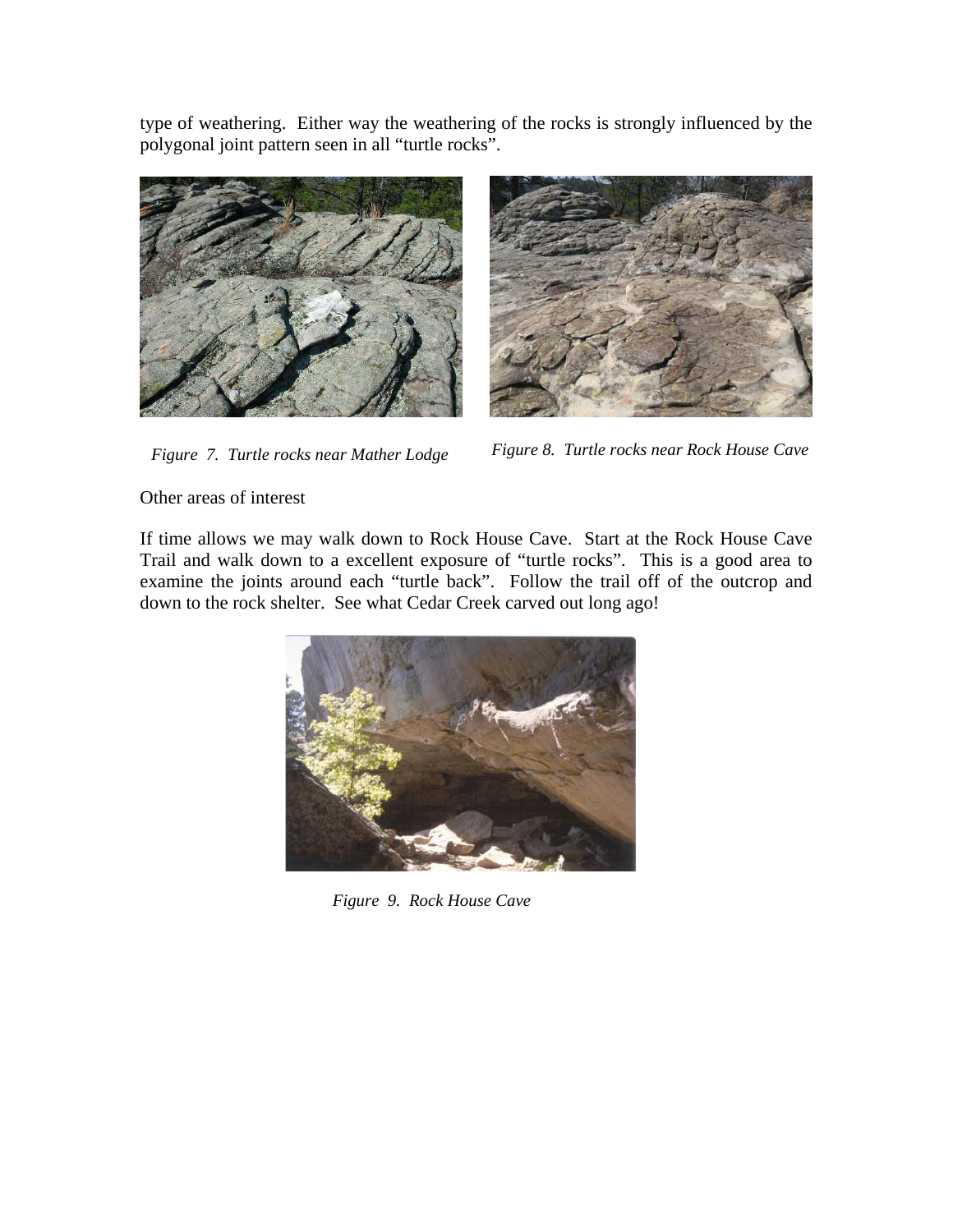type of weathering. Either way the weathering of the rocks is strongly influenced by the polygonal joint pattern seen in all "turtle rocks".

*Figure 7. Turtle rocks near Mather Lodge*

*Figure 8. Turtle rocks near Rock House Cave*

Other areas of interest

If time allows we may walk down to Rock House Cave. Start at the Rock House Cave Trail and walk down to a excellent exposure of "turtle rocks". This is a good area to examine the joints around each "turtle back". Follow the trail off of the outcrop and down to the rock shelter. See what Cedar Creek carved out long ago!

*Figure 9. Rock House Cave*